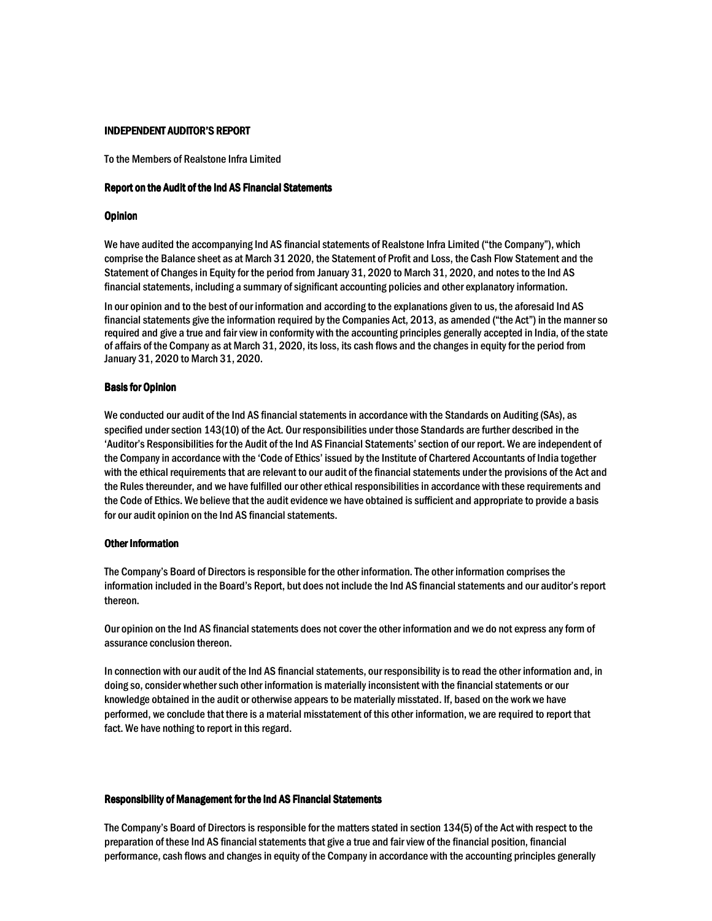# INDEPENDENT AUDITOR'S REPORT

To the Members of Realstone Infra Limited

## Report on the Audit of the Ind AS Financial Statements

### Opinion

We have audited the accompanying Ind AS financial statements of Realstone Infra Limited ("the Company"), which comprise the Balance sheet as at March 31 2020, the Statement of Profit and Loss, the Cash Flow Statement and the Statement of Changes in Equity for the period from January 31, 2020 to March 31, 2020, and notes to the Ind AS financial statements, including a summary of significant accounting policies and other explanatory information.

In our opinion and to the best of our information and according to the explanations given to us, the aforesaid Ind AS financial statements give the information required by the Companies Act, 2013, as amended ("the Act") in the manner so required and give a true and fair view in conformity with the accounting principles generally accepted in India, of the state of affairs of the Company as at March 31, 2020, its loss, its cash flows and the changes in equity for the period from January 31, 2020 to March 31, 2020.

### Basis for Opinion

We conducted our audit of the Ind AS financial statements in accordance with the Standards on Auditing (SAs), as specified under section 143(10) of the Act. Our responsibilities under those Standards are further described in the 'Auditor's Responsibilities for the Audit of the Ind AS Financial Statements' section of our report. We are independent of the Company in accordance with the 'Code of Ethics' issued by the Institute of Chartered Accountants of India together with the ethical requirements that are relevant to our audit of the financial statements under the provisions of the Act and the Rules thereunder, and we have fulfilled our other ethical responsibilities in accordance with these requirements and the Code of Ethics. We believe that the audit evidence we have obtained is sufficient and appropriate to provide a basis for our audit opinion on the Ind AS financial statements.

### Other Information

The Company's Board of Directors is responsible for the other information. The other information comprises the information included in the Board's Report, but does not include the Ind AS financial statements and our auditor's report thereon.

Our opinion on the Ind AS financial statements does not cover the other information and we do not express any form of assurance conclusion thereon.

In connection with our audit of the Ind AS financial statements, our responsibility is to read the other information and, in doing so, consider whether such other information is materially inconsistent with the financial statements or our knowledge obtained in the audit or otherwise appears to be materially misstated. If, based on the work we have performed, we conclude that there is a material misstatement of this other information, we are required to report that fact. We have nothing to report in this regard.

### Responsibility of Management for the Ind AS Financial Statements

The Company's Board of Directors is responsible for the matters stated in section 134(5) of the Act with respect to the preparation of these Ind AS financial statements that give a true and fair view of the financial position, financial performance, cash flows and changes in equity of the Company in accordance with the accounting principles generally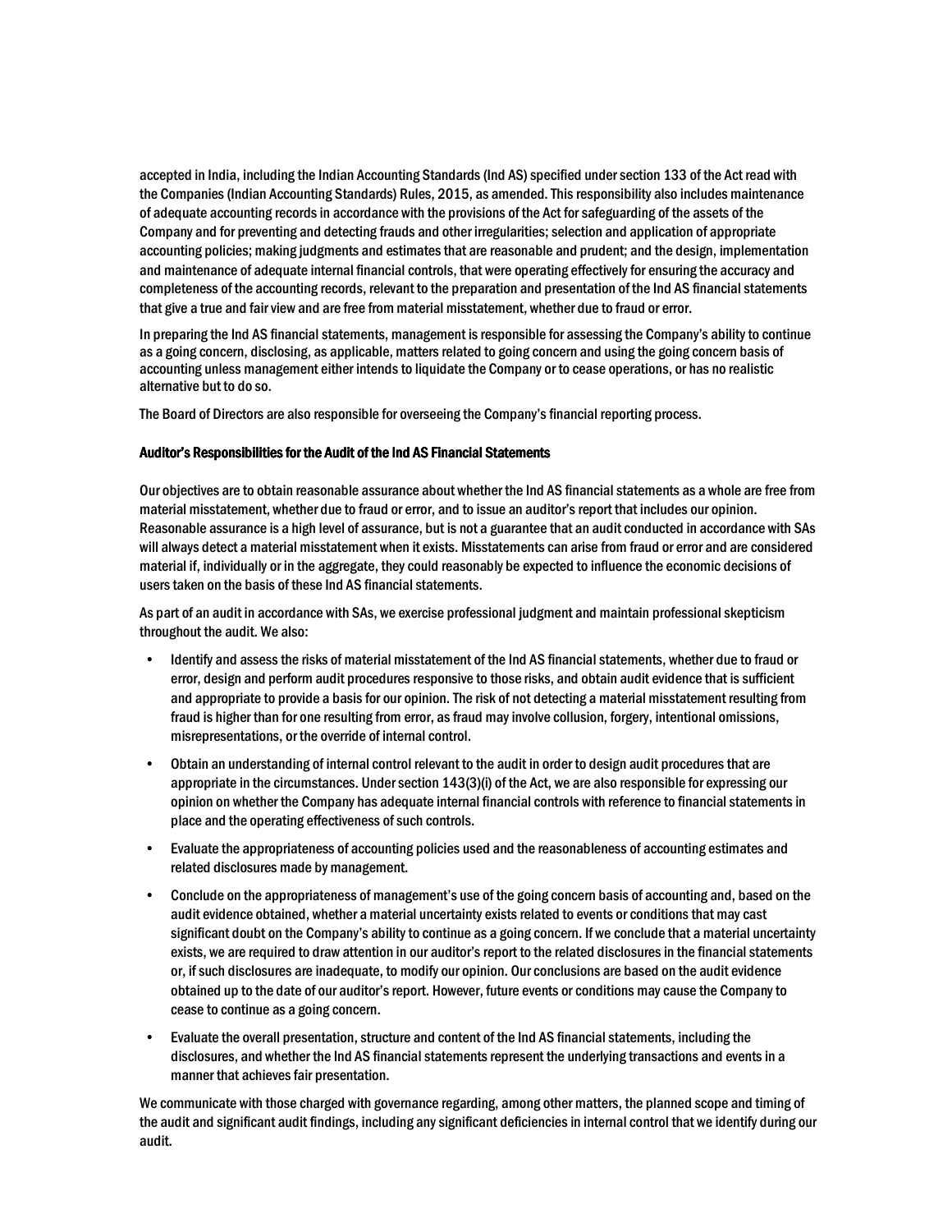accepted in India, including the Indian Accounting Standards (Ind AS) specified under section 133 of the Act read with the Companies (Indian Accounting Standards) Rules, 2015, as amended. This responsibility also includes maintenance of adequate accounting records in accordance with the provisions of the Act for safeguarding of the assets of the Company and for preventing and detecting frauds and other irregularities; selection and application of appropriate accounting policies; making judgments and estimates that are reasonable and prudent; and the design, implementation and maintenance of adequate internal financial controls, that were operating effectively for ensuring the accuracy and completeness of the accounting records, relevant to the preparation and presentation of the Ind AS financial statements that give a true and fair view and are free from material misstatement, whether due to fraud or error.

In preparing the Ind AS financial statements, management is responsible for assessing the Company's ability to continue as a going concern, disclosing, as applicable, matters related to going concern and using the going concern basis of accounting unless management either intends to liquidate the Company or to cease operations, or has no realistic alternative but to do so.

The Board of Directors are also responsible for overseeing the Company's financial reporting process.

### Auditor's Responsibilities for the Audit of the Ind AS Financial Statements

Our objectives are to obtain reasonable assurance about whether the Ind AS financial statements as a whole are free from material misstatement, whether due to fraud or error, and to issue an auditor's report that includes our opinion. Reasonable assurance is a high level of assurance, but is not a guarantee that an audit conducted in accordance with SAs will always detect a material misstatement when it exists. Misstatements can arise from fraud or error and are considered material if, individually or in the aggregate, they could reasonably be expected to influence the economic decisions of users taken on the basis of these Ind AS financial statements.

As part of an audit in accordance with SAs, we exercise professional judgment and maintain professional skepticism throughout the audit. We also:

- Identify and assess the risks of material misstatement of the Ind AS financial statements, whether due to fraud or error, design and perform audit procedures responsive to those risks, and obtain audit evidence that is sufficient and appropriate to provide a basis for our opinion. The risk of not detecting a material misstatement resulting from fraud is higher than for one resulting from error, as fraud may involve collusion, forgery, intentional omissions, misrepresentations, or the override of internal control.
- Obtain an understanding of internal control relevant to the audit in order to design audit procedures that are appropriate in the circumstances. Under section 143(3)(i) of the Act, we are also responsible for expressing our opinion on whether the Company has adequate internal financial controls with reference to financial statements in place and the operating effectiveness of such controls.
- Evaluate the appropriateness of accounting policies used and the reasonableness of accounting estimates and related disclosures made by management.
- Conclude on the appropriateness of management's use of the going concern basis of accounting and, based on the audit evidence obtained, whether a material uncertainty exists related to events or conditions that may cast significant doubt on the Company's ability to continue as a going concern. If we conclude that a material uncertainty exists, we are required to draw attention in our auditor's report to the related disclosures in the financial statements or, if such disclosures are inadequate, to modify our opinion. Our conclusions are based on the audit evidence obtained up to the date of our auditor's report. However, future events or conditions may cause the Company to cease to continue as a going concern.
- Evaluate the overall presentation, structure and content of the Ind AS financial statements, including the disclosures, and whether the Ind AS financial statements represent the underlying transactions and events in a manner that achieves fair presentation.

We communicate with those charged with governance regarding, among other matters, the planned scope and timing of the audit and significant audit findings, including any significant deficiencies in internal control that we identify during our audit.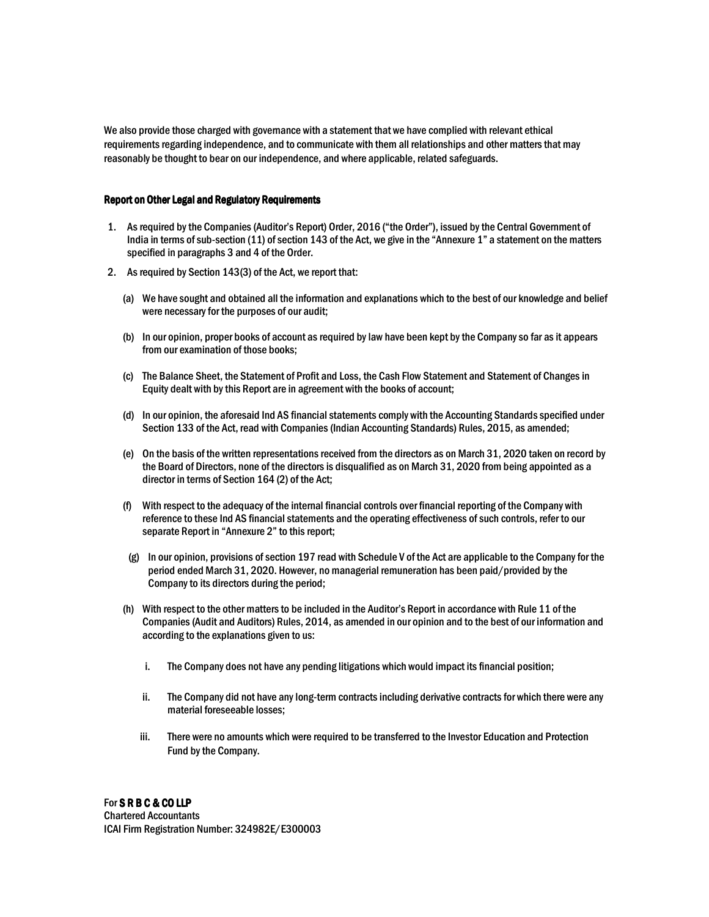We also provide those charged with governance with a statement that we have complied with relevant ethical requirements regarding independence, and to communicate with them all relationships and other matters that may reasonably be thought to bear on our independence, and where applicable, related safeguards.

## Report on Other Legal and Regulatory Requirements

1. As required by the Companies (Auditor's Report) Order, 2016 ("the Order"), issued by the Central Government of India in terms of sub-section (11) of section 143 of the Act, we give in the "Annexure 1" a statement on the matters specified in paragraphs 3 and 4 of the Order.
2. As required by Section 143(3) of the Act, we report that:

   (a) We have sought and obtained all the information and explanations which to the best of our knowledge and belief were necessary for the purposes of our audit;

   (b) In our opinion, proper books of account as required by law have been kept by the Company so far as it appears from our examination of those books;

   (c) The Balance Sheet, the Statement of Profit and Loss, the Cash Flow Statement and Statement of Changes in Equity dealt with by this Report are in agreement with the books of account;

   (d) In our opinion, the aforesaid Ind AS financial statements comply with the Accounting Standards specified under Section 133 of the Act, read with Companies (Indian Accounting Standards) Rules, 2015, as amended;

   (e) On the basis of the written representations received from the directors as on March 31, 2020 taken on record by the Board of Directors, none of the directors is disqualified as on March 31, 2020 from being appointed as a director in terms of Section 164 (2) of the Act;

   (f) With respect to the adequacy of the internal financial controls over financial reporting of the Company with reference to these Ind AS financial statements and the operating effectiveness of such controls, refer to our separate Report in "Annexure 2" to this report;

   (g) In our opinion, provisions of section 197 read with Schedule V of the Act are applicable to the Company for the period ended March 31, 2020. However, no managerial remuneration has been paid/provided by the Company to its directors during the period;

   (h) With respect to the other matters to be included in the Auditor's Report in accordance with Rule 11 of the Companies (Audit and Auditors) Rules, 2014, as amended in our opinion and to the best of our information and according to the explanations given to us:

      i. The Company does not have any pending litigations which would impact its financial position;

      ii. The Company did not have any long-term contracts including derivative contracts for which there were any material foreseeable losses;

      iii. There were no amounts which were required to be transferred to the Investor Education and Protection Fund by the Company.

For **S R B C & CO LLP**
Chartered Accountants
ICAI Firm Registration Number: 324982E/E300003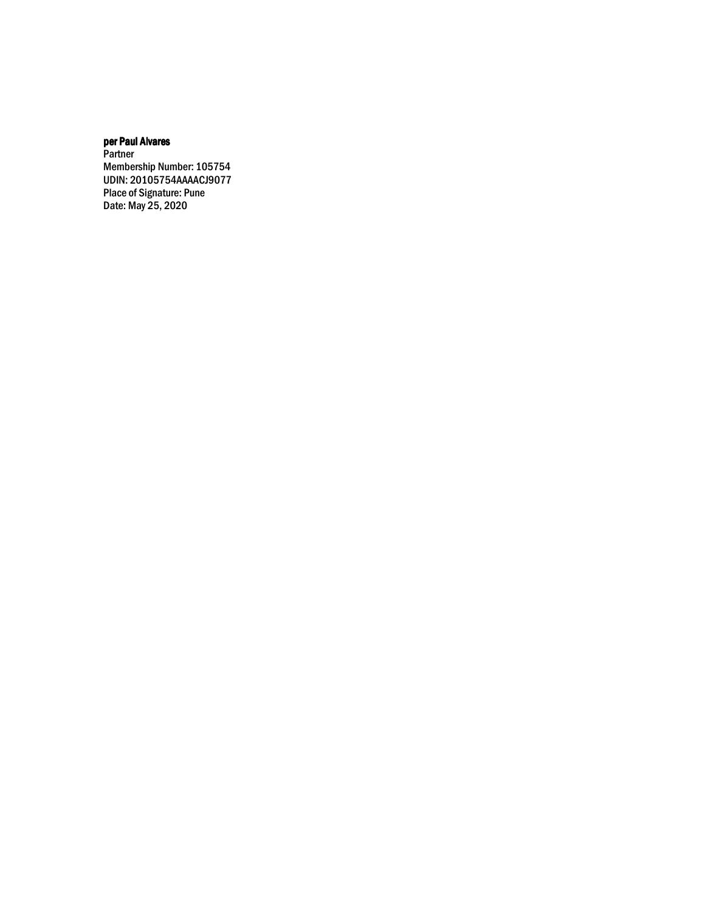**per Paul Alvares**
Partner
Membership Number: 105754
UDIN: 20105754AAAACJ9077
Place of Signature: Pune
Date: May 25, 2020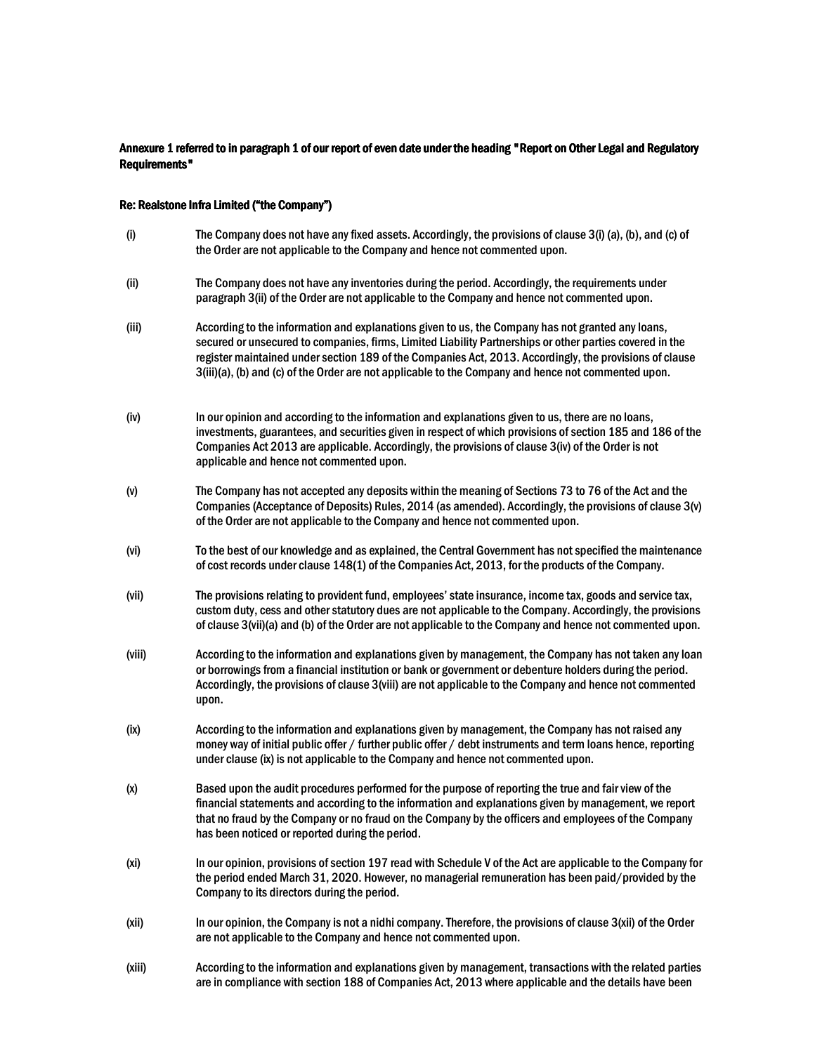**Annexure 1 referred to in paragraph 1 of our report of even date under the heading "Report on Other Legal and Regulatory Requirements"**

**Re: Realstone Infra Limited ("the Company")**

(i) The Company does not have any fixed assets. Accordingly, the provisions of clause 3(i) (a), (b), and (c) of the Order are not applicable to the Company and hence not commented upon.

(ii) The Company does not have any inventories during the period. Accordingly, the requirements under paragraph 3(ii) of the Order are not applicable to the Company and hence not commented upon.

(iii) According to the information and explanations given to us, the Company has not granted any loans, secured or unsecured to companies, firms, Limited Liability Partnerships or other parties covered in the register maintained under section 189 of the Companies Act, 2013. Accordingly, the provisions of clause 3(iii)(a), (b) and (c) of the Order are not applicable to the Company and hence not commented upon.

(iv) In our opinion and according to the information and explanations given to us, there are no loans, investments, guarantees, and securities given in respect of which provisions of section 185 and 186 of the Companies Act 2013 are applicable. Accordingly, the provisions of clause 3(iv) of the Order is not applicable and hence not commented upon.

(v) The Company has not accepted any deposits within the meaning of Sections 73 to 76 of the Act and the Companies (Acceptance of Deposits) Rules, 2014 (as amended). Accordingly, the provisions of clause 3(v) of the Order are not applicable to the Company and hence not commented upon.

(vi) To the best of our knowledge and as explained, the Central Government has not specified the maintenance of cost records under clause 148(1) of the Companies Act, 2013, for the products of the Company.

(vii) The provisions relating to provident fund, employees' state insurance, income tax, goods and service tax, custom duty, cess and other statutory dues are not applicable to the Company. Accordingly, the provisions of clause 3(vii)(a) and (b) of the Order are not applicable to the Company and hence not commented upon.

(viii) According to the information and explanations given by management, the Company has not taken any loan or borrowings from a financial institution or bank or government or debenture holders during the period. Accordingly, the provisions of clause 3(viii) are not applicable to the Company and hence not commented upon.

(ix) According to the information and explanations given by management, the Company has not raised any money way of initial public offer / further public offer / debt instruments and term loans hence, reporting under clause (ix) is not applicable to the Company and hence not commented upon.

(x) Based upon the audit procedures performed for the purpose of reporting the true and fair view of the financial statements and according to the information and explanations given by management, we report that no fraud by the Company or no fraud on the Company by the officers and employees of the Company has been noticed or reported during the period.

(xi) In our opinion, provisions of section 197 read with Schedule V of the Act are applicable to the Company for the period ended March 31, 2020. However, no managerial remuneration has been paid/provided by the Company to its directors during the period.

(xii) In our opinion, the Company is not a nidhi company. Therefore, the provisions of clause 3(xii) of the Order are not applicable to the Company and hence not commented upon.

(xiii) According to the information and explanations given by management, transactions with the related parties are in compliance with section 188 of Companies Act, 2013 where applicable and the details have been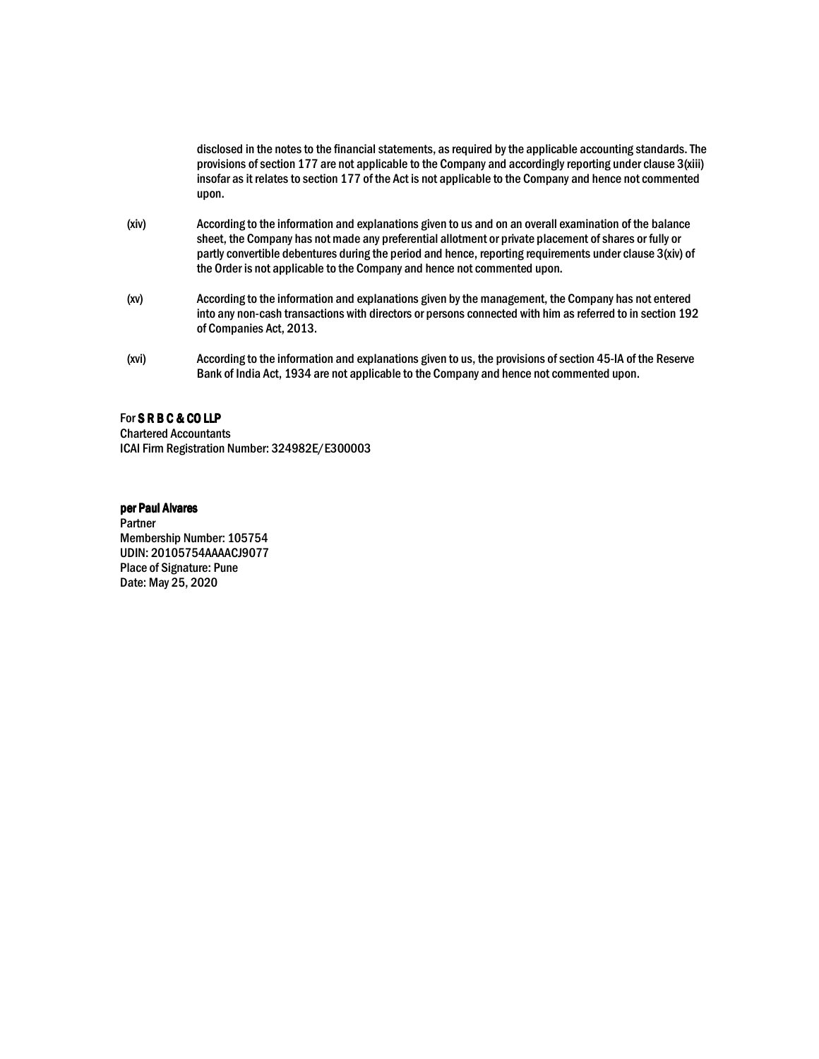disclosed in the notes to the financial statements, as required by the applicable accounting standards. The provisions of section 177 are not applicable to the Company and accordingly reporting under clause 3(xiii) insofar as it relates to section 177 of the Act is not applicable to the Company and hence not commented upon.

(xiv) According to the information and explanations given to us and on an overall examination of the balance sheet, the Company has not made any preferential allotment or private placement of shares or fully or partly convertible debentures during the period and hence, reporting requirements under clause 3(xiv) of the Order is not applicable to the Company and hence not commented upon.

(xv) According to the information and explanations given by the management, the Company has not entered into any non-cash transactions with directors or persons connected with him as referred to in section 192 of Companies Act, 2013.

(xvi) According to the information and explanations given to us, the provisions of section 45-IA of the Reserve Bank of India Act, 1934 are not applicable to the Company and hence not commented upon.

For **S R B C & CO LLP**
Chartered Accountants
ICAI Firm Registration Number: 324982E/E300003

**per Paul Alvares**
Partner
Membership Number: 105754
UDIN: 20105754AAAACJ9077
Place of Signature: Pune
Date: May 25, 2020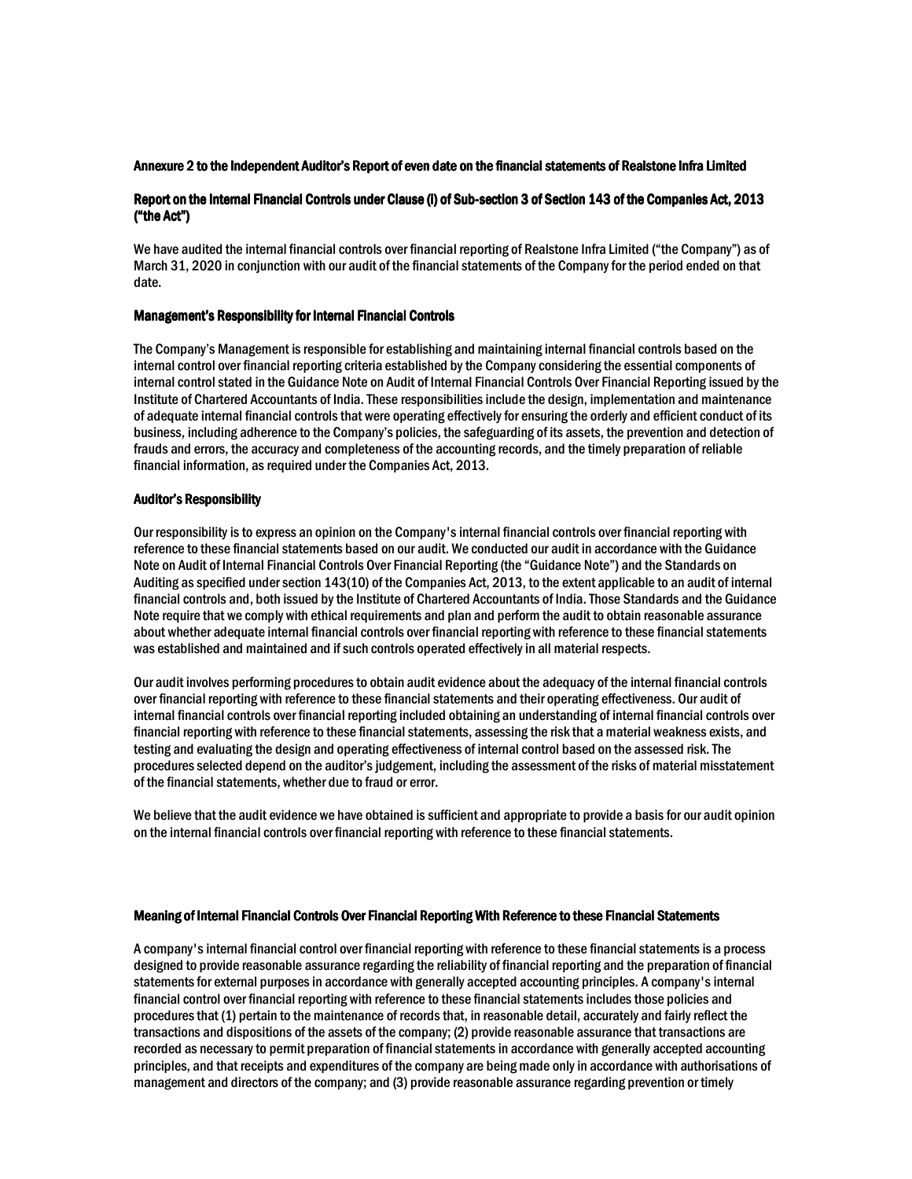**Annexure 2 to the Independent Auditor's Report of even date on the financial statements of Realstone Infra Limited**

**Report on the Internal Financial Controls under Clause (i) of Sub-section 3 of Section 143 of the Companies Act, 2013 ("the Act")**

We have audited the internal financial controls over financial reporting of Realstone Infra Limited ("the Company") as of March 31, 2020 in conjunction with our audit of the financial statements of the Company for the period ended on that date.

**Management's Responsibility for Internal Financial Controls**

The Company's Management is responsible for establishing and maintaining internal financial controls based on the internal control over financial reporting criteria established by the Company considering the essential components of internal control stated in the Guidance Note on Audit of Internal Financial Controls Over Financial Reporting issued by the Institute of Chartered Accountants of India. These responsibilities include the design, implementation and maintenance of adequate internal financial controls that were operating effectively for ensuring the orderly and efficient conduct of its business, including adherence to the Company's policies, the safeguarding of its assets, the prevention and detection of frauds and errors, the accuracy and completeness of the accounting records, and the timely preparation of reliable financial information, as required under the Companies Act, 2013.

**Auditor's Responsibility**

Our responsibility is to express an opinion on the Company's internal financial controls over financial reporting with reference to these financial statements based on our audit. We conducted our audit in accordance with the Guidance Note on Audit of Internal Financial Controls Over Financial Reporting (the "Guidance Note") and the Standards on Auditing as specified under section 143(10) of the Companies Act, 2013, to the extent applicable to an audit of internal financial controls and, both issued by the Institute of Chartered Accountants of India. Those Standards and the Guidance Note require that we comply with ethical requirements and plan and perform the audit to obtain reasonable assurance about whether adequate internal financial controls over financial reporting with reference to these financial statements was established and maintained and if such controls operated effectively in all material respects.

Our audit involves performing procedures to obtain audit evidence about the adequacy of the internal financial controls over financial reporting with reference to these financial statements and their operating effectiveness. Our audit of internal financial controls over financial reporting included obtaining an understanding of internal financial controls over financial reporting with reference to these financial statements, assessing the risk that a material weakness exists, and testing and evaluating the design and operating effectiveness of internal control based on the assessed risk. The procedures selected depend on the auditor's judgement, including the assessment of the risks of material misstatement of the financial statements, whether due to fraud or error.

We believe that the audit evidence we have obtained is sufficient and appropriate to provide a basis for our audit opinion on the internal financial controls over financial reporting with reference to these financial statements.

**Meaning of Internal Financial Controls Over Financial Reporting With Reference to these Financial Statements**

A company's internal financial control over financial reporting with reference to these financial statements is a process designed to provide reasonable assurance regarding the reliability of financial reporting and the preparation of financial statements for external purposes in accordance with generally accepted accounting principles. A company's internal financial control over financial reporting with reference to these financial statements includes those policies and procedures that (1) pertain to the maintenance of records that, in reasonable detail, accurately and fairly reflect the transactions and dispositions of the assets of the company; (2) provide reasonable assurance that transactions are recorded as necessary to permit preparation of financial statements in accordance with generally accepted accounting principles, and that receipts and expenditures of the company are being made only in accordance with authorisations of management and directors of the company; and (3) provide reasonable assurance regarding prevention or timely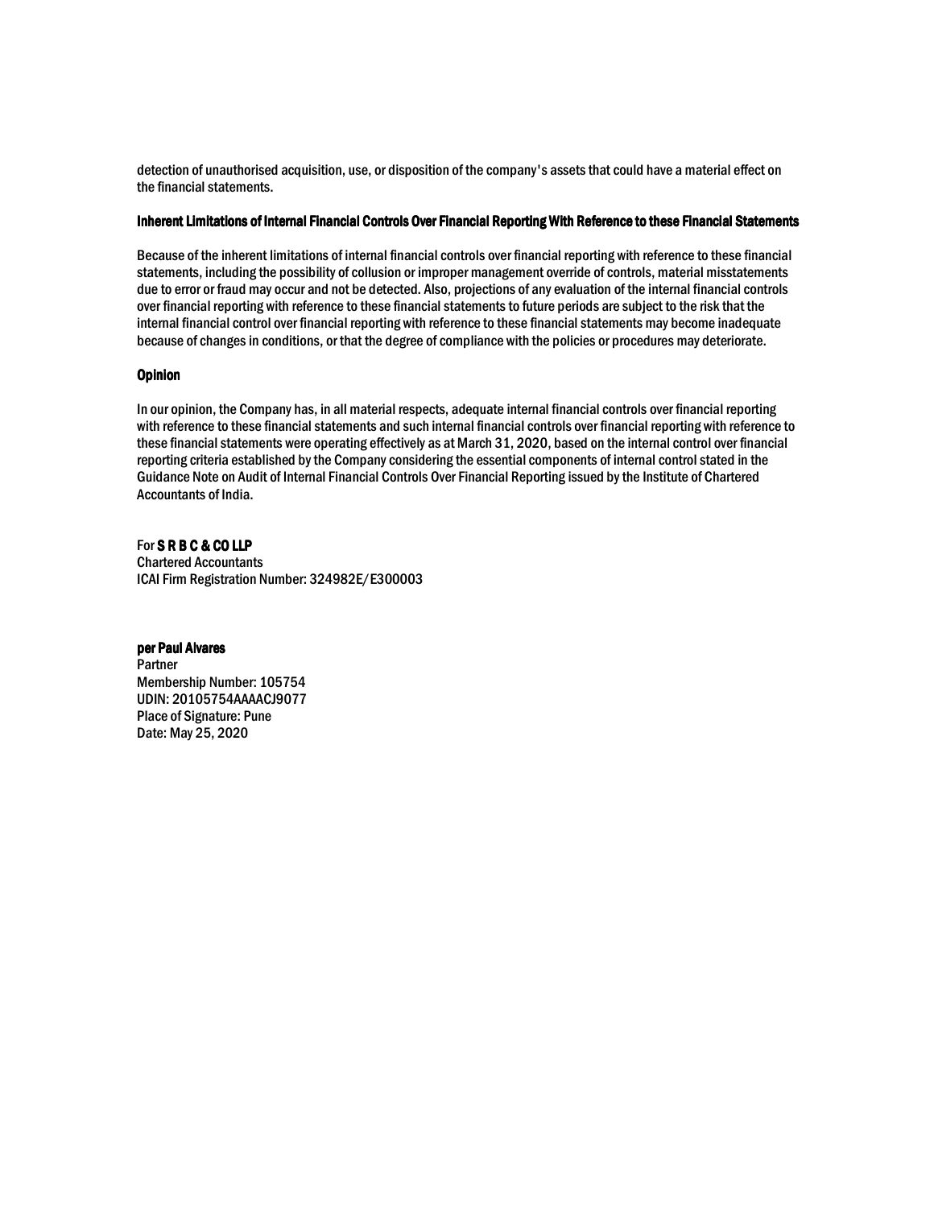detection of unauthorised acquisition, use, or disposition of the company's assets that could have a material effect on the financial statements.

### Inherent Limitations of Internal Financial Controls Over Financial Reporting With Reference to these Financial Statements

Because of the inherent limitations of internal financial controls over financial reporting with reference to these financial statements, including the possibility of collusion or improper management override of controls, material misstatements due to error or fraud may occur and not be detected. Also, projections of any evaluation of the internal financial controls over financial reporting with reference to these financial statements to future periods are subject to the risk that the internal financial control over financial reporting with reference to these financial statements may become inadequate because of changes in conditions, or that the degree of compliance with the policies or procedures may deteriorate.

### Opinion

In our opinion, the Company has, in all material respects, adequate internal financial controls over financial reporting with reference to these financial statements and such internal financial controls over financial reporting with reference to these financial statements were operating effectively as at March 31, 2020, based on the internal control over financial reporting criteria established by the Company considering the essential components of internal control stated in the Guidance Note on Audit of Internal Financial Controls Over Financial Reporting issued by the Institute of Chartered Accountants of India.

For **S R B C & CO LLP**
Chartered Accountants
ICAI Firm Registration Number: 324982E/E300003

**per Paul Alvares**
Partner
Membership Number: 105754
UDIN: 20105754AAAACJ9077
Place of Signature: Pune
Date: May 25, 2020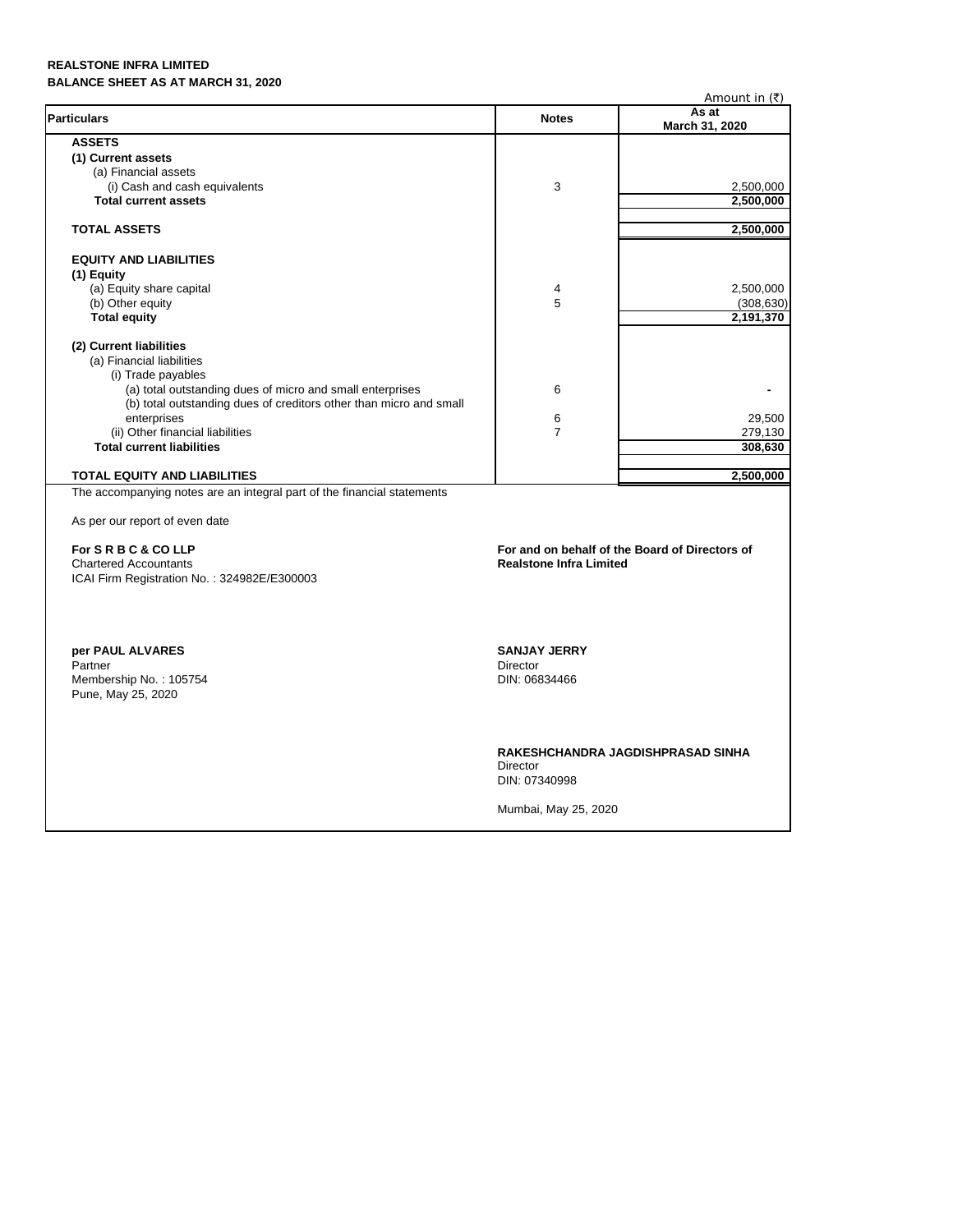**REALSTONE INFRA LIMITED**
**BALANCE SHEET AS AT MARCH 31, 2020**

Amount in (₹)

| Particulars | Notes | As at March 31, 2020 |
|---|---|---|
| **ASSETS** | | |
| **(1) Current assets** | | |
| (a) Financial assets | | |
| (i) Cash and cash equivalents | 3 | 2,500,000 |
| **Total current assets** | | **2,500,000** |
| | | |
| **TOTAL ASSETS** | | **2,500,000** |
| | | |
| **EQUITY AND LIABILITIES** | | |
| **(1) Equity** | | |
| (a) Equity share capital | 4 | 2,500,000 |
| (b) Other equity | 5 | (308,630) |
| **Total equity** | | **2,191,370** |
| | | |
| **(2) Current liabilities** | | |
| (a) Financial liabilities | | |
| (i) Trade payables | | |
| (a) total outstanding dues of micro and small enterprises | 6 | - |
| (b) total outstanding dues of creditors other than micro and small enterprises | 6 | 29,500 |
| (ii) Other financial liabilities | 7 | 279,130 |
| **Total current liabilities** | | **308,630** |
| | | |
| **TOTAL EQUITY AND LIABILITIES** | | **2,500,000** |

The accompanying notes are an integral part of the financial statements

As per our report of even date

**For S R B C & CO LLP**
Chartered Accountants
ICAI Firm Registration No. : 324982E/E300003

**per PAUL ALVARES**
Partner
Membership No. : 105754
Pune, May 25, 2020

**For and on behalf of the Board of Directors of**
**Realstone Infra Limited**

**SANJAY JERRY**
Director
DIN: 06834466

**RAKESHCHANDRA JAGDISHPRASAD SINHA**
Director
DIN: 07340998

Mumbai, May 25, 2020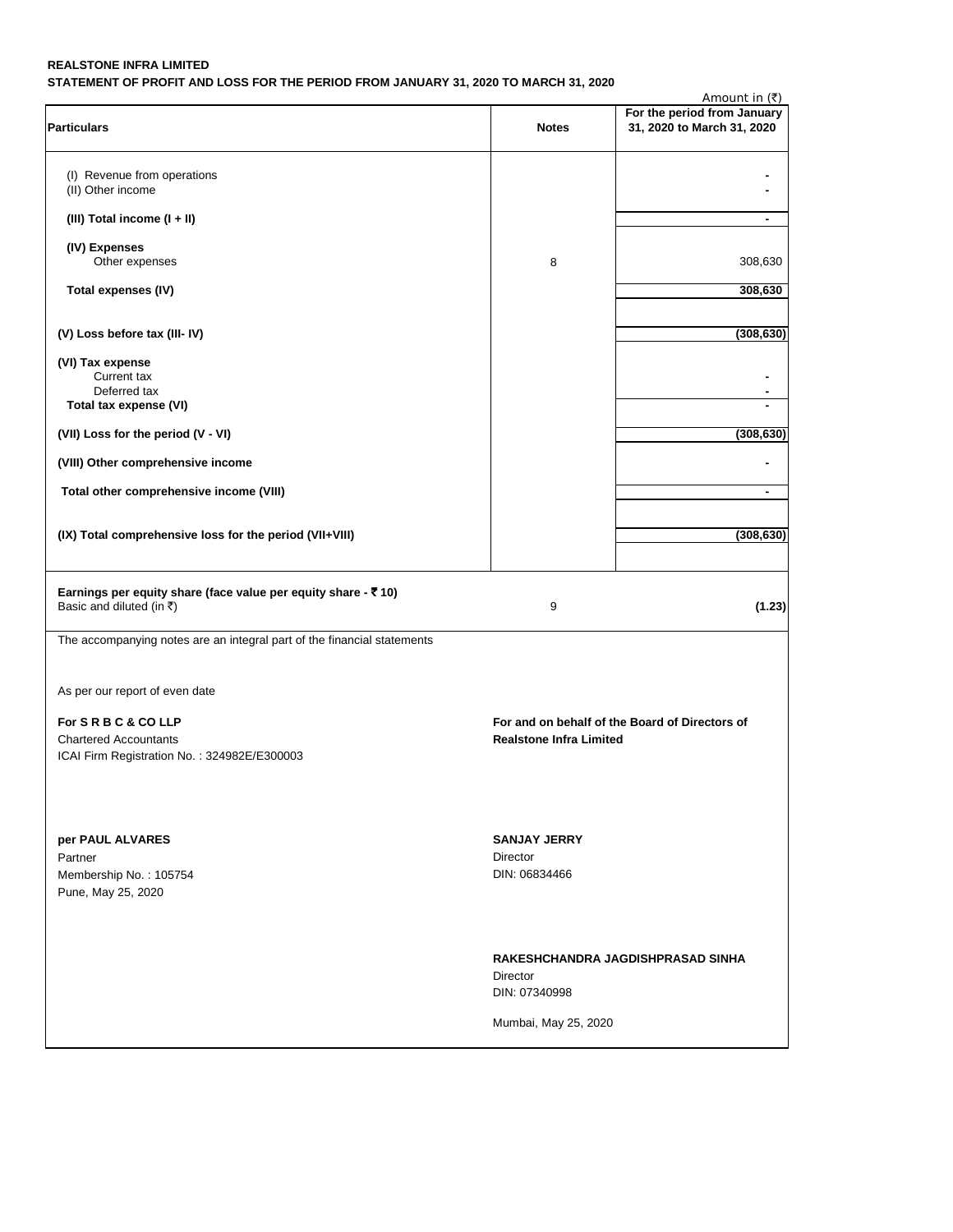**REALSTONE INFRA LIMITED**

**STATEMENT OF PROFIT AND LOSS FOR THE PERIOD FROM JANUARY 31, 2020 TO MARCH 31, 2020**

Amount in (₹)

| **Particulars** | **Notes** | **For the period from January 31, 2020 to March 31, 2020** |
|---|---|---|
| (I) Revenue from operations | | - |
| (II) Other income | | - |
| **(III) Total income (I + II)** | | - |
| **(IV) Expenses** | | |
| Other expenses | 8 | 308,630 |
| **Total expenses (IV)** | | **308,630** |
| **(V) Loss before tax (III- IV)** | | **(308,630)** |
| **(VI) Tax expense** | | |
| Current tax | | - |
| Deferred tax | | - |
| **Total tax expense (VI)** | | - |
| **(VII) Loss for the period (V - VI)** | | **(308,630)** |
| **(VIII) Other comprehensive income** | | - |
| **Total other comprehensive income (VIII)** | | - |
| **(IX) Total comprehensive loss for the period (VII+VIII)** | | **(308,630)** |
| **Earnings per equity share (face value per equity share - ₹ 10)** | | |
| Basic and diluted (in ₹) | 9 | **(1.23)** |

The accompanying notes are an integral part of the financial statements

As per our report of even date

**For S R B C & CO LLP**
Chartered Accountants
ICAI Firm Registration No. : 324982E/E300003

**per PAUL ALVARES**
Partner
Membership No. : 105754
Pune, May 25, 2020

**For and on behalf of the Board of Directors of**
**Realstone Infra Limited**

**SANJAY JERRY**
Director
DIN: 06834466

**RAKESHCHANDRA JAGDISHPRASAD SINHA**
Director
DIN: 07340998

Mumbai, May 25, 2020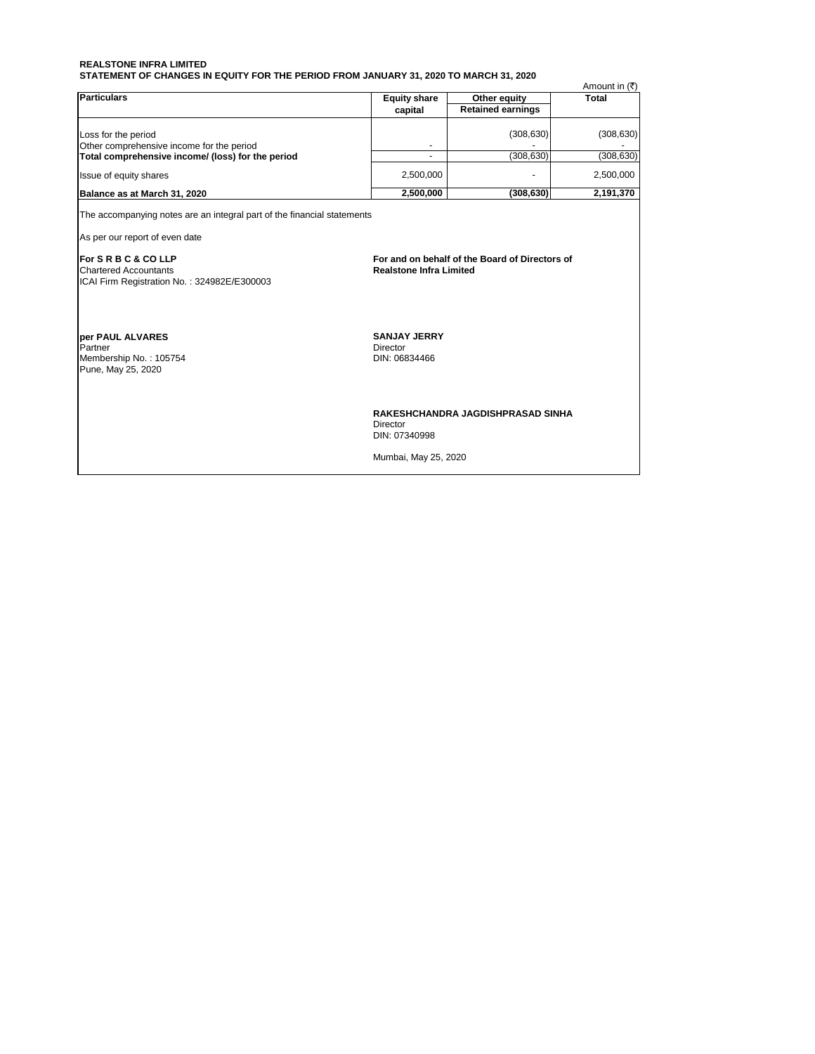**REALSTONE INFRA LIMITED**
**STATEMENT OF CHANGES IN EQUITY FOR THE PERIOD FROM JANUARY 31, 2020 TO MARCH 31, 2020**

Amount in (₹)

| Particulars | Equity share capital | Other equity | Total |
|---|---|---|---|
| | | Retained earnings | |
| Loss for the period | | (308,630) | (308,630) |
| Other comprehensive income for the period | - | - | - |
| **Total comprehensive income/ (loss) for the period** | - | (308,630) | (308,630) |
| Issue of equity shares | 2,500,000 | - | 2,500,000 |
| **Balance as at March 31, 2020** | **2,500,000** | **(308,630)** | **2,191,370** |

The accompanying notes are an integral part of the financial statements

As per our report of even date

**For S R B C & CO LLP**
Chartered Accountants
ICAI Firm Registration No. : 324982E/E300003

**per PAUL ALVARES**
Partner
Membership No. : 105754
Pune, May 25, 2020

**For and on behalf of the Board of Directors of**
**Realstone Infra Limited**

**SANJAY JERRY**
Director
DIN: 06834466

**RAKESHCHANDRA JAGDISHPRASAD SINHA**
Director
DIN: 07340998

Mumbai, May 25, 2020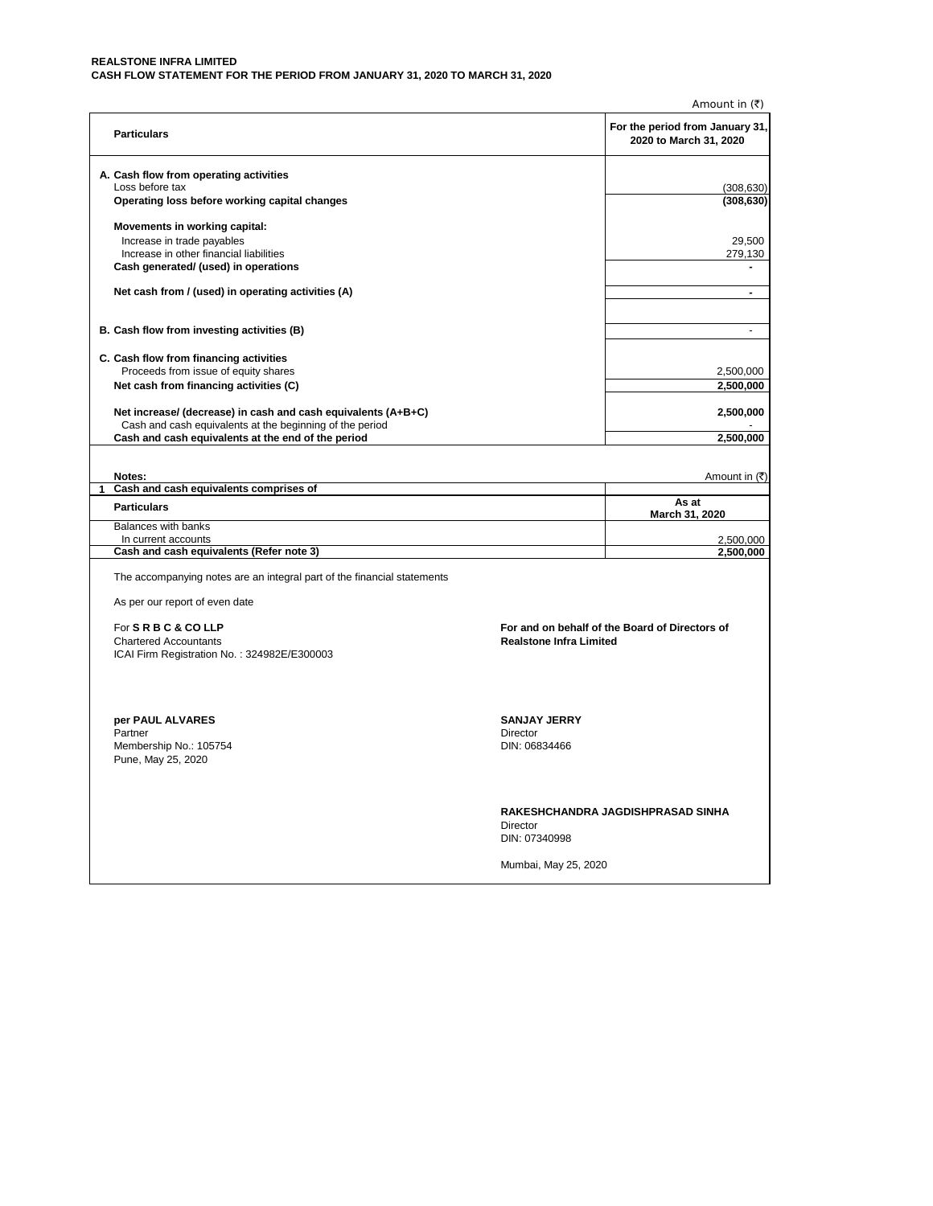**REALSTONE INFRA LIMITED**
**CASH FLOW STATEMENT FOR THE PERIOD FROM JANUARY 31, 2020 TO MARCH 31, 2020**

Amount in (₹)

| Particulars | For the period from January 31, 2020 to March 31, 2020 |
|---|---|
| **A. Cash flow from operating activities** | |
| Loss before tax | (308,630) |
| **Operating loss before working capital changes** | **(308,630)** |
| **Movements in working capital:** | |
| Increase in trade payables | 29,500 |
| Increase in other financial liabilities | 279,130 |
| **Cash generated/ (used) in operations** | **-** |
| **Net cash from / (used) in operating activities (A)** | **-** |
| **B. Cash flow from investing activities (B)** | - |
| **C. Cash flow from financing activities** | |
| Proceeds from issue of equity shares | 2,500,000 |
| **Net cash from financing activities (C)** | **2,500,000** |
| **Net increase/ (decrease) in cash and cash equivalents (A+B+C)** | **2,500,000** |
| Cash and cash equivalents at the beginning of the period | - |
| **Cash and cash equivalents at the end of the period** | **2,500,000** |

**Notes:**

Amount in (₹)

**1 Cash and cash equivalents comprises of**

| Particulars | As at March 31, 2020 |
|---|---|
| Balances with banks | |
| In current accounts | 2,500,000 |
| **Cash and cash equivalents (Refer note 3)** | **2,500,000** |

The accompanying notes are an integral part of the financial statements

As per our report of even date

For **S R B C & CO LLP**
Chartered Accountants
ICAI Firm Registration No. : 324982E/E300003

**per PAUL ALVARES**
Partner
Membership No.: 105754
Pune, May 25, 2020

**For and on behalf of the Board of Directors of Realstone Infra Limited**

**SANJAY JERRY**
Director
DIN: 06834466

**RAKESHCHANDRA JAGDISHPRASAD SINHA**
Director
DIN: 07340998

Mumbai, May 25, 2020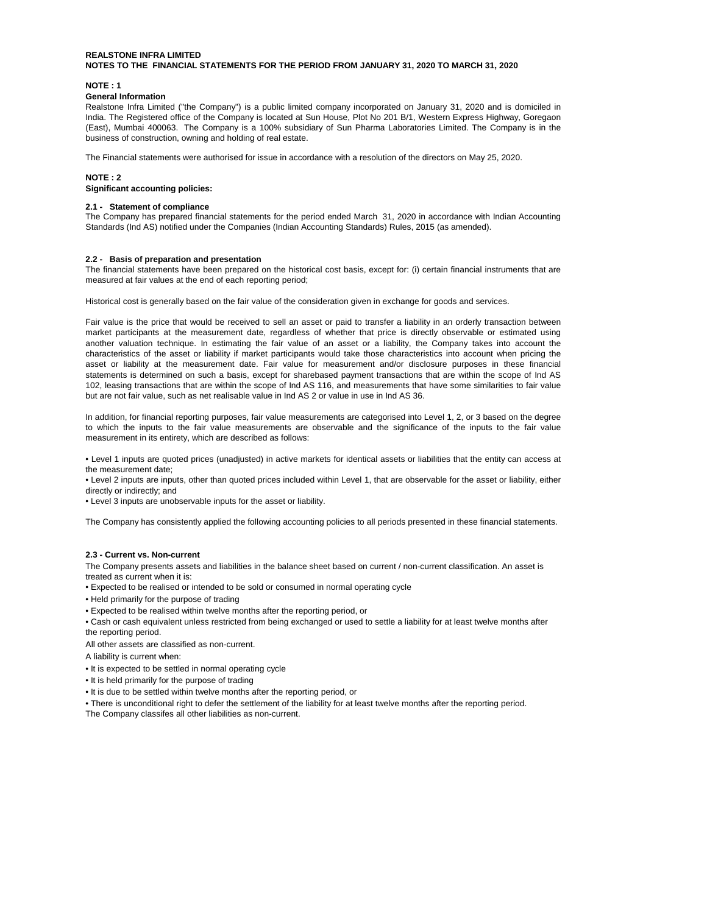**REALSTONE INFRA LIMITED**
**NOTES TO THE FINANCIAL STATEMENTS FOR THE PERIOD FROM JANUARY 31, 2020 TO MARCH 31, 2020**

## NOTE : 1

### General Information

Realstone Infra Limited ("the Company") is a public limited company incorporated on January 31, 2020 and is domiciled in India. The Registered office of the Company is located at Sun House, Plot No 201 B/1, Western Express Highway, Goregaon (East), Mumbai 400063. The Company is a 100% subsidiary of Sun Pharma Laboratories Limited. The Company is in the business of construction, owning and holding of real estate.

The Financial statements were authorised for issue in accordance with a resolution of the directors on May 25, 2020.

## NOTE : 2

### Significant accounting policies:

#### 2.1 - Statement of compliance

The Company has prepared financial statements for the period ended March 31, 2020 in accordance with Indian Accounting Standards (Ind AS) notified under the Companies (Indian Accounting Standards) Rules, 2015 (as amended).

#### 2.2 - Basis of preparation and presentation

The financial statements have been prepared on the historical cost basis, except for: (i) certain financial instruments that are measured at fair values at the end of each reporting period;

Historical cost is generally based on the fair value of the consideration given in exchange for goods and services.

Fair value is the price that would be received to sell an asset or paid to transfer a liability in an orderly transaction between market participants at the measurement date, regardless of whether that price is directly observable or estimated using another valuation technique. In estimating the fair value of an asset or a liability, the Company takes into account the characteristics of the asset or liability if market participants would take those characteristics into account when pricing the asset or liability at the measurement date. Fair value for measurement and/or disclosure purposes in these financial statements is determined on such a basis, except for sharebased payment transactions that are within the scope of Ind AS 102, leasing transactions that are within the scope of Ind AS 116, and measurements that have some similarities to fair value but are not fair value, such as net realisable value in Ind AS 2 or value in use in Ind AS 36.

In addition, for financial reporting purposes, fair value measurements are categorised into Level 1, 2, or 3 based on the degree to which the inputs to the fair value measurements are observable and the significance of the inputs to the fair value measurement in its entirety, which are described as follows:

- Level 1 inputs are quoted prices (unadjusted) in active markets for identical assets or liabilities that the entity can access at the measurement date;
- Level 2 inputs are inputs, other than quoted prices included within Level 1, that are observable for the asset or liability, either directly or indirectly; and
- Level 3 inputs are unobservable inputs for the asset or liability.

The Company has consistently applied the following accounting policies to all periods presented in these financial statements.

#### 2.3 - Current vs. Non-current

The Company presents assets and liabilities in the balance sheet based on current / non-current classification. An asset is treated as current when it is:

- Expected to be realised or intended to be sold or consumed in normal operating cycle
- Held primarily for the purpose of trading
- Expected to be realised within twelve months after the reporting period, or
- Cash or cash equivalent unless restricted from being exchanged or used to settle a liability for at least twelve months after the reporting period.

All other assets are classified as non-current.

A liability is current when:

- It is expected to be settled in normal operating cycle
- It is held primarily for the purpose of trading
- It is due to be settled within twelve months after the reporting period, or
- There is unconditional right to defer the settlement of the liability for at least twelve months after the reporting period.

The Company classifes all other liabilities as non-current.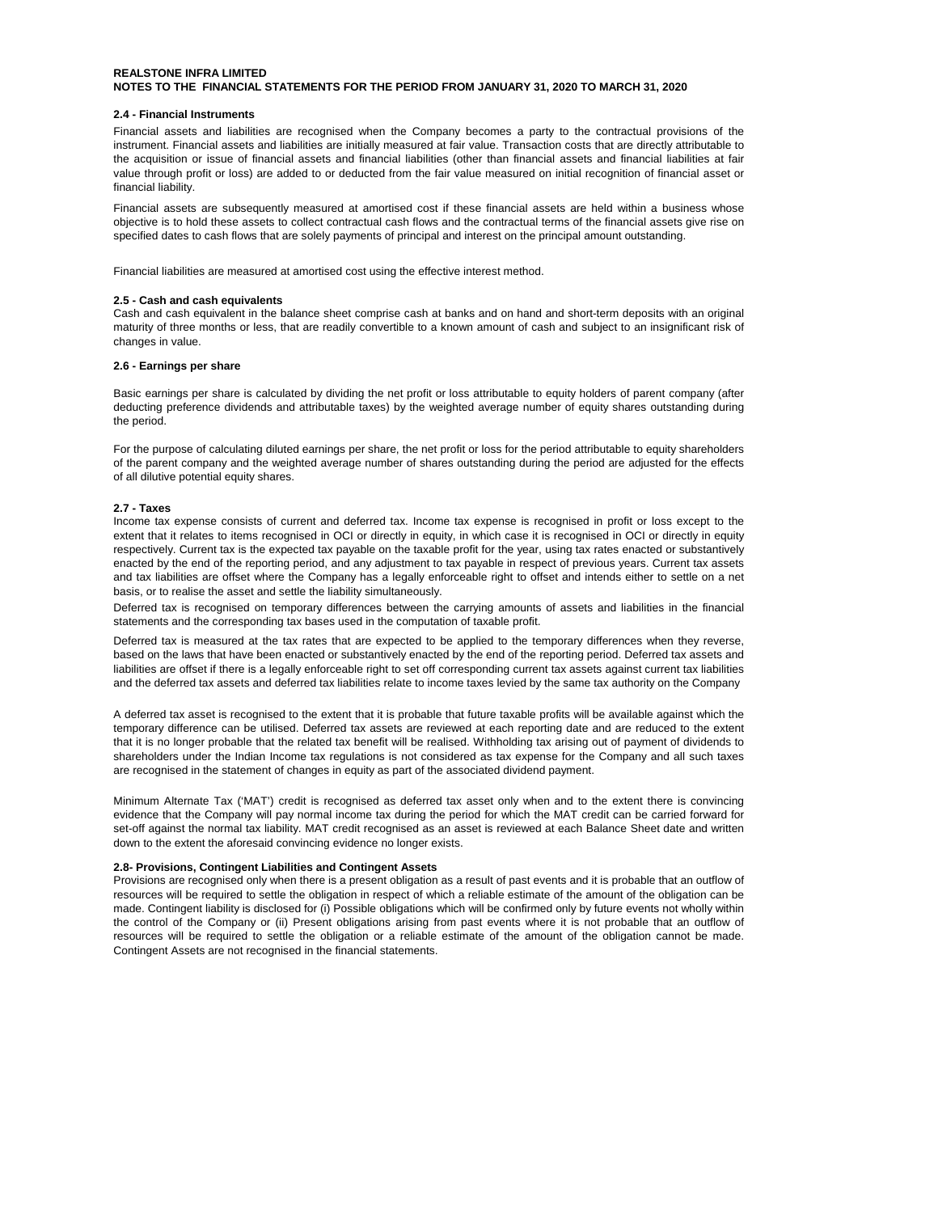**REALSTONE INFRA LIMITED**
**NOTES TO THE FINANCIAL STATEMENTS FOR THE PERIOD FROM JANUARY 31, 2020 TO MARCH 31, 2020**

### 2.4 - Financial Instruments

Financial assets and liabilities are recognised when the Company becomes a party to the contractual provisions of the instrument. Financial assets and liabilities are initially measured at fair value. Transaction costs that are directly attributable to the acquisition or issue of financial assets and financial liabilities (other than financial assets and financial liabilities at fair value through profit or loss) are added to or deducted from the fair value measured on initial recognition of financial asset or financial liability.

Financial assets are subsequently measured at amortised cost if these financial assets are held within a business whose objective is to hold these assets to collect contractual cash flows and the contractual terms of the financial assets give rise on specified dates to cash flows that are solely payments of principal and interest on the principal amount outstanding.

Financial liabilities are measured at amortised cost using the effective interest method.

### 2.5 - Cash and cash equivalents

Cash and cash equivalent in the balance sheet comprise cash at banks and on hand and short-term deposits with an original maturity of three months or less, that are readily convertible to a known amount of cash and subject to an insignificant risk of changes in value.

### 2.6 - Earnings per share

Basic earnings per share is calculated by dividing the net profit or loss attributable to equity holders of parent company (after deducting preference dividends and attributable taxes) by the weighted average number of equity shares outstanding during the period.

For the purpose of calculating diluted earnings per share, the net profit or loss for the period attributable to equity shareholders of the parent company and the weighted average number of shares outstanding during the period are adjusted for the effects of all dilutive potential equity shares.

### 2.7 - Taxes

Income tax expense consists of current and deferred tax. Income tax expense is recognised in profit or loss except to the extent that it relates to items recognised in OCI or directly in equity, in which case it is recognised in OCI or directly in equity respectively. Current tax is the expected tax payable on the taxable profit for the year, using tax rates enacted or substantively enacted by the end of the reporting period, and any adjustment to tax payable in respect of previous years. Current tax assets and tax liabilities are offset where the Company has a legally enforceable right to offset and intends either to settle on a net basis, or to realise the asset and settle the liability simultaneously.

Deferred tax is recognised on temporary differences between the carrying amounts of assets and liabilities in the financial statements and the corresponding tax bases used in the computation of taxable profit.

Deferred tax is measured at the tax rates that are expected to be applied to the temporary differences when they reverse, based on the laws that have been enacted or substantively enacted by the end of the reporting period. Deferred tax assets and liabilities are offset if there is a legally enforceable right to set off corresponding current tax assets against current tax liabilities and the deferred tax assets and deferred tax liabilities relate to income taxes levied by the same tax authority on the Company

A deferred tax asset is recognised to the extent that it is probable that future taxable profits will be available against which the temporary difference can be utilised. Deferred tax assets are reviewed at each reporting date and are reduced to the extent that it is no longer probable that the related tax benefit will be realised. Withholding tax arising out of payment of dividends to shareholders under the Indian Income tax regulations is not considered as tax expense for the Company and all such taxes are recognised in the statement of changes in equity as part of the associated dividend payment.

Minimum Alternate Tax ('MAT') credit is recognised as deferred tax asset only when and to the extent there is convincing evidence that the Company will pay normal income tax during the period for which the MAT credit can be carried forward for set-off against the normal tax liability. MAT credit recognised as an asset is reviewed at each Balance Sheet date and written down to the extent the aforesaid convincing evidence no longer exists.

### 2.8- Provisions, Contingent Liabilities and Contingent Assets

Provisions are recognised only when there is a present obligation as a result of past events and it is probable that an outflow of resources will be required to settle the obligation in respect of which a reliable estimate of the amount of the obligation can be made. Contingent liability is disclosed for (i) Possible obligations which will be confirmed only by future events not wholly within the control of the Company or (ii) Present obligations arising from past events where it is not probable that an outflow of resources will be required to settle the obligation or a reliable estimate of the amount of the obligation cannot be made. Contingent Assets are not recognised in the financial statements.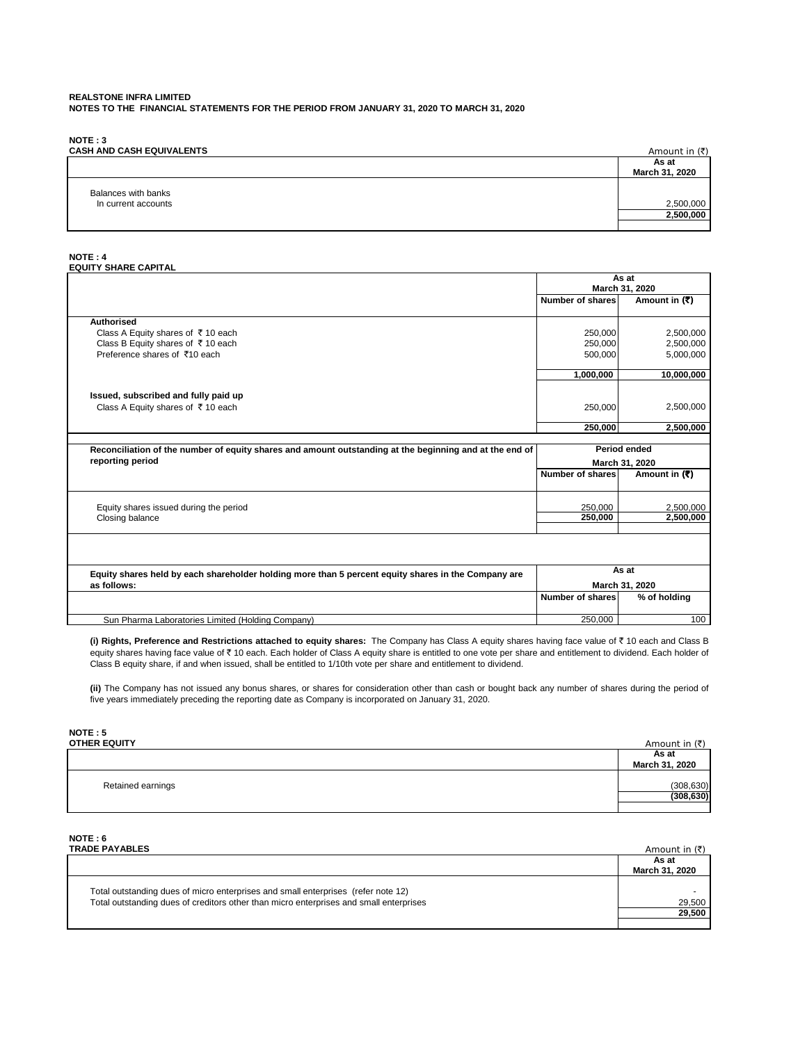**REALSTONE INFRA LIMITED**
**NOTES TO THE FINANCIAL STATEMENTS FOR THE PERIOD FROM JANUARY 31, 2020 TO MARCH 31, 2020**

**NOTE : 3**
**CASH AND CASH EQUIVALENTS**

Amount in (₹)

| | As at March 31, 2020 |
|---|---|
| Balances with banks | |
| In current accounts | 2,500,000 |
| | **2,500,000** |

**NOTE : 4**
**EQUITY SHARE CAPITAL**

| | As at March 31, 2020 | |
|---|---|---|
| | **Number of shares** | **Amount in (₹)** |
| **Authorised** | | |
| Class A Equity shares of ₹ 10 each | 250,000 | 2,500,000 |
| Class B Equity shares of ₹ 10 each | 250,000 | 2,500,000 |
| Preference shares of ₹10 each | 500,000 | 5,000,000 |
| | **1,000,000** | **10,000,000** |
| **Issued, subscribed and fully paid up** | | |
| Class A Equity shares of ₹ 10 each | 250,000 | 2,500,000 |
| | **250,000** | **2,500,000** |

| **Reconciliation of the number of equity shares and amount outstanding at the beginning and at the end of reporting period** | **Period ended March 31, 2020** | |
|---|---|---|
| | **Number of shares** | **Amount in (₹)** |
| Equity shares issued during the period | 250,000 | 2,500,000 |
| Closing balance | **250,000** | **2,500,000** |

| **Equity shares held by each shareholder holding more than 5 percent equity shares in the Company are as follows:** | **As at March 31, 2020** | |
|---|---|---|
| | **Number of shares** | **% of holding** |
| Sun Pharma Laboratories Limited (Holding Company) | 250,000 | 100 |

**(i) Rights, Preference and Restrictions attached to equity shares:** The Company has Class A equity shares having face value of ₹ 10 each and Class B equity shares having face value of ₹ 10 each. Each holder of Class A equity share is entitled to one vote per share and entitlement to dividend. Each holder of Class B equity share, if and when issued, shall be entitled to 1/10th vote per share and entitlement to dividend.

**(ii)** The Company has not issued any bonus shares, or shares for consideration other than cash or bought back any number of shares during the period of five years immediately preceding the reporting date as Company is incorporated on January 31, 2020.

**NOTE : 5**
**OTHER EQUITY**

Amount in (₹)

| | As at March 31, 2020 |
|---|---|
| Retained earnings | (308,630) |
| | **(308,630)** |

**NOTE : 6**
**TRADE PAYABLES**

Amount in (₹)

| | As at March 31, 2020 |
|---|---|
| Total outstanding dues of micro enterprises and small enterprises (refer note 12) | - |
| Total outstanding dues of creditors other than micro enterprises and small enterprises | 29,500 |
| | **29,500** |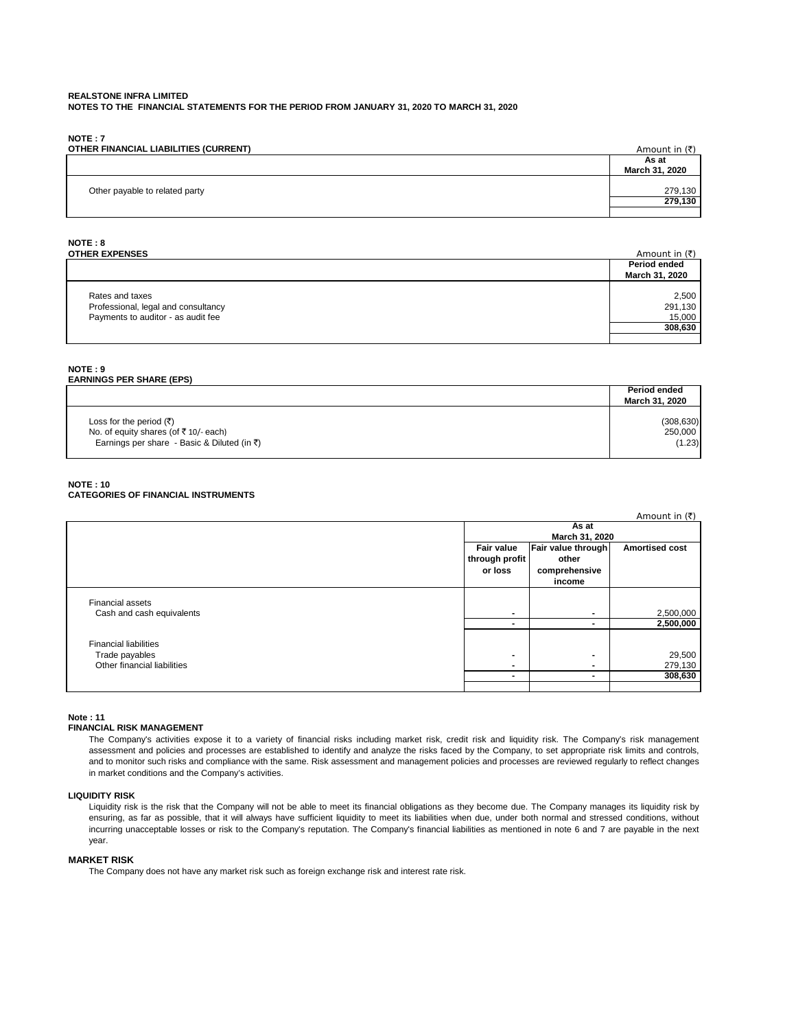**REALSTONE INFRA LIMITED**
**NOTES TO THE FINANCIAL STATEMENTS FOR THE PERIOD FROM JANUARY 31, 2020 TO MARCH 31, 2020**

**NOTE : 7**
**OTHER FINANCIAL LIABILITIES (CURRENT)**

Amount in (₹)

| | As at March 31, 2020 |
|---|---|
| Other payable to related party | 279,130 |
| | **279,130** |

**NOTE : 8**
**OTHER EXPENSES**

Amount in (₹)

| | Period ended March 31, 2020 |
|---|---|
| Rates and taxes | 2,500 |
| Professional, legal and consultancy | 291,130 |
| Payments to auditor - as audit fee | 15,000 |
| | **308,630** |

**NOTE : 9**
**EARNINGS PER SHARE (EPS)**

| | Period ended March 31, 2020 |
|---|---|
| Loss for the period (₹) | (308,630) |
| No. of equity shares (of ₹ 10/- each) | 250,000 |
| Earnings per share - Basic & Diluted (in ₹) | (1.23) |

**NOTE : 10**
**CATEGORIES OF FINANCIAL INSTRUMENTS**

Amount in (₹)

| | As at March 31, 2020 | | |
|---|---|---|---|
| | Fair value through profit or loss | Fair value through other comprehensive income | Amortised cost |
| Financial assets | | | |
| Cash and cash equivalents | - | - | 2,500,000 |
| | - | - | **2,500,000** |
| Financial liabilities | | | |
| Trade payables | - | - | 29,500 |
| Other financial liabilities | - | - | 279,130 |
| | - | - | **308,630** |

**Note : 11**
**FINANCIAL RISK MANAGEMENT**

The Company's activities expose it to a variety of financial risks including market risk, credit risk and liquidity risk. The Company's risk management assessment and policies and processes are established to identify and analyze the risks faced by the Company, to set appropriate risk limits and controls, and to monitor such risks and compliance with the same. Risk assessment and management policies and processes are reviewed regularly to reflect changes in market conditions and the Company's activities.

**LIQUIDITY RISK**

Liquidity risk is the risk that the Company will not be able to meet its financial obligations as they become due. The Company manages its liquidity risk by ensuring, as far as possible, that it will always have sufficient liquidity to meet its liabilities when due, under both normal and stressed conditions, without incurring unacceptable losses or risk to the Company's reputation. The Company's financial liabilities as mentioned in note 6 and 7 are payable in the next year.

**MARKET RISK**

The Company does not have any market risk such as foreign exchange risk and interest rate risk.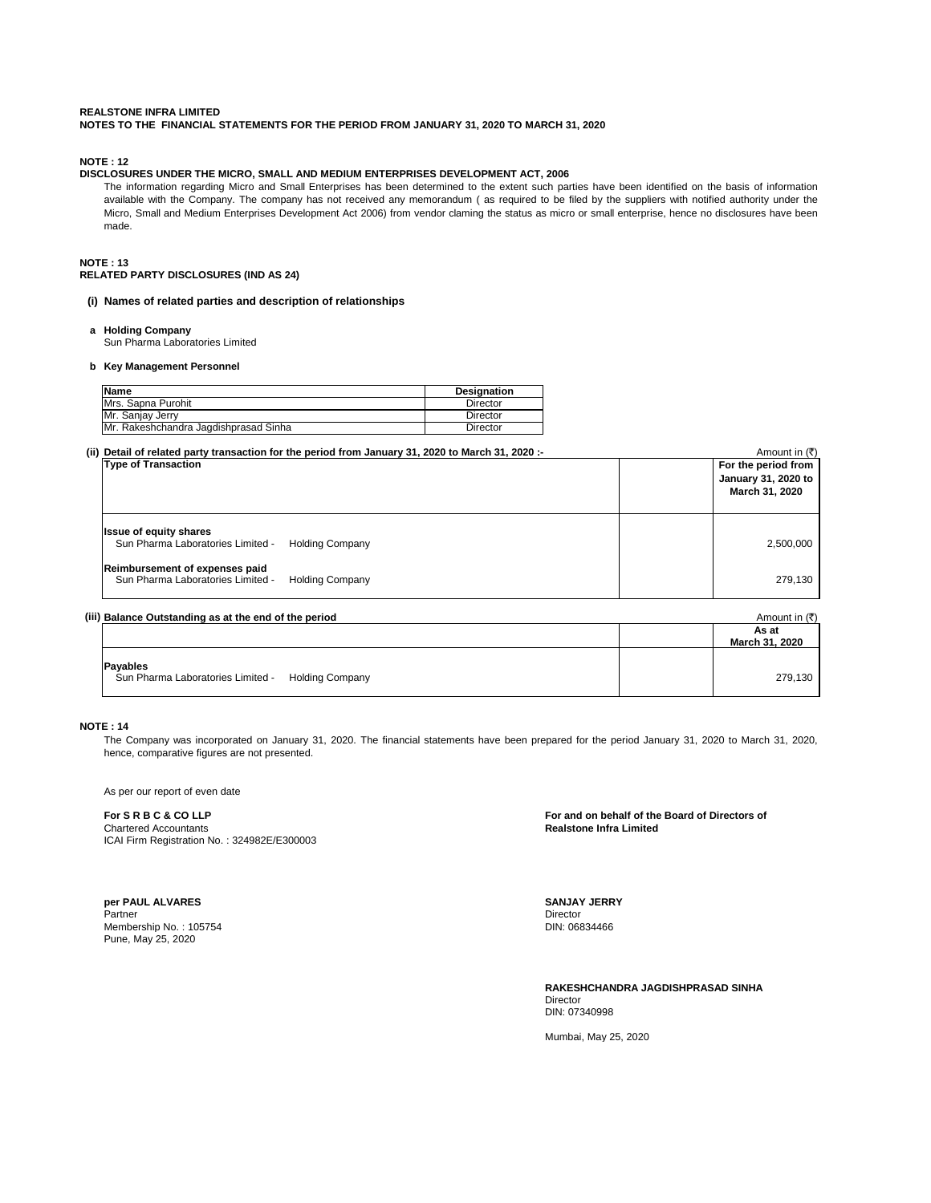**REALSTONE INFRA LIMITED**
**NOTES TO THE FINANCIAL STATEMENTS FOR THE PERIOD FROM JANUARY 31, 2020 TO MARCH 31, 2020**

**NOTE : 12**
**DISCLOSURES UNDER THE MICRO, SMALL AND MEDIUM ENTERPRISES DEVELOPMENT ACT, 2006**

The information regarding Micro and Small Enterprises has been determined to the extent such parties have been identified on the basis of information available with the Company. The company has not received any memorandum ( as required to be filed by the suppliers with notified authority under the Micro, Small and Medium Enterprises Development Act 2006) from vendor claming the status as micro or small enterprise, hence no disclosures have been made.

**NOTE : 13**
**RELATED PARTY DISCLOSURES (IND AS 24)**

**(i) Names of related parties and description of relationships**

**a Holding Company**
Sun Pharma Laboratories Limited

**b Key Management Personnel**

| Name | Designation |
|---|---|
| Mrs. Sapna Purohit | Director |
| Mr. Sanjay Jerry | Director |
| Mr. Rakeshchandra Jagdishprasad Sinha | Director |

**(ii) Detail of related party transaction for the period from January 31, 2020 to March 31, 2020 :-**

Amount in (₹)

| Type of Transaction | | For the period from January 31, 2020 to March 31, 2020 |
|---|---|---|
| **Issue of equity shares** | | |
| Sun Pharma Laboratories Limited - Holding Company | | 2,500,000 |
| **Reimbursement of expenses paid** | | |
| Sun Pharma Laboratories Limited - Holding Company | | 279,130 |

**(iii) Balance Outstanding as at the end of the period**

Amount in (₹)

| | | As at March 31, 2020 |
|---|---|---|
| **Payables** | | |
| Sun Pharma Laboratories Limited - Holding Company | | 279,130 |

**NOTE : 14**

The Company was incorporated on January 31, 2020. The financial statements have been prepared for the period January 31, 2020 to March 31, 2020, hence, comparative figures are not presented.

As per our report of even date

**For S R B C & CO LLP**
Chartered Accountants
ICAI Firm Registration No. : 324982E/E300003

**per PAUL ALVARES**
Partner
Membership No. : 105754
Pune, May 25, 2020

**For and on behalf of the Board of Directors of**
**Realstone Infra Limited**

**SANJAY JERRY**
Director
DIN: 06834466

**RAKESHCHANDRA JAGDISHPRASAD SINHA**
Director
DIN: 07340998

Mumbai, May 25, 2020